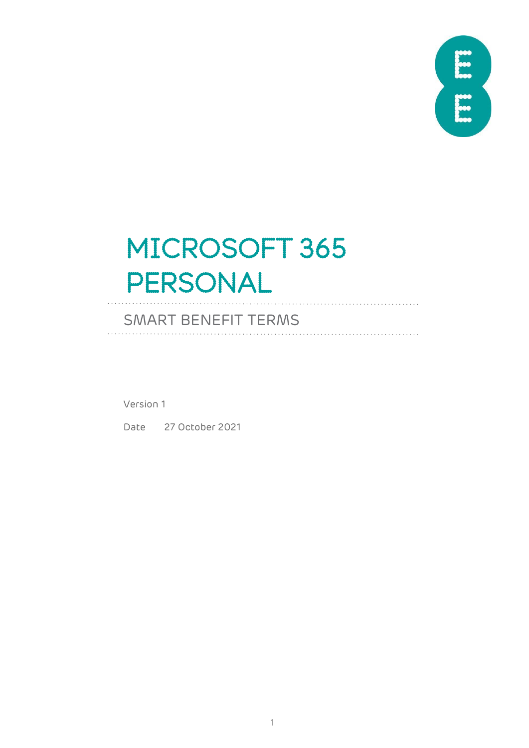# MICROSOFT 365 PERSONAL

## SMART BENEFIT TERMS

Version 1

Date 27 October 2021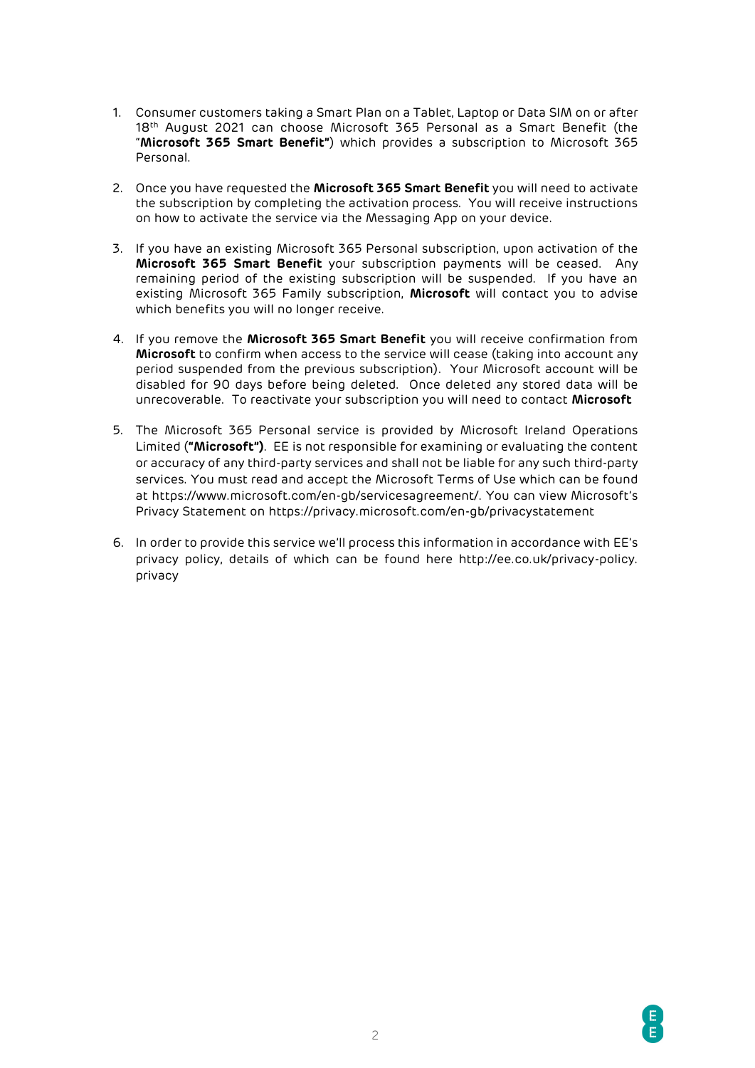1. Consumer customers taking a Smart Plan on a Tablet, Laptop or Data SIM on or after 18th August 2021 can choose Microsoft 365 Personal as a Smart Benefit (the "**Microsoft 365 Smart Benefit"**) which provides a subscription to Microsoft 365 Personal.

2. Once you have requested the **Microsoft 365 Smart Benefit** you will need to activate the subscription by completing the activation process. You will receive instructions on how to activate the service via the Messaging App on your device.

3. If you have an existing Microsoft 365 Personal subscription, upon activation of the **Microsoft 365 Smart Benefit** your subscription payments will be ceased. Any remaining period of the existing subscription will be suspended. If you have an existing Microsoft 365 Family subscription, **Microsoft** will contact you to advise which benefits you will no longer receive.

4. If you remove the **Microsoft 365 Smart Benefit** you will receive confirmation from **Microsoft** to confirm when access to the service will cease (taking into account any period suspended from the previous subscription). Your Microsoft account will be disabled for 90 days before being deleted. Once deleted any stored data will be unrecoverable. To reactivate your subscription you will need to contact **Microsoft**

5. The Microsoft 365 Personal service is provided by Microsoft Ireland Operations Limited (**"Microsoft")**. EE is not responsible for examining or evaluating the content or accuracy of any third-party services and shall not be liable for any such third-party services. You must read and accept the Microsoft Terms of Use which can be found at https://www.microsoft.com/en-gb/servicesagreement/. You can view Microsoft's Privacy Statement on https://privacy.microsoft.com/en-gb/privacystatement

6. In order to provide this service we'll process this information in accordance with EE's privacy policy, details of which can be found here http://ee.co.uk/privacy-policy. privacy